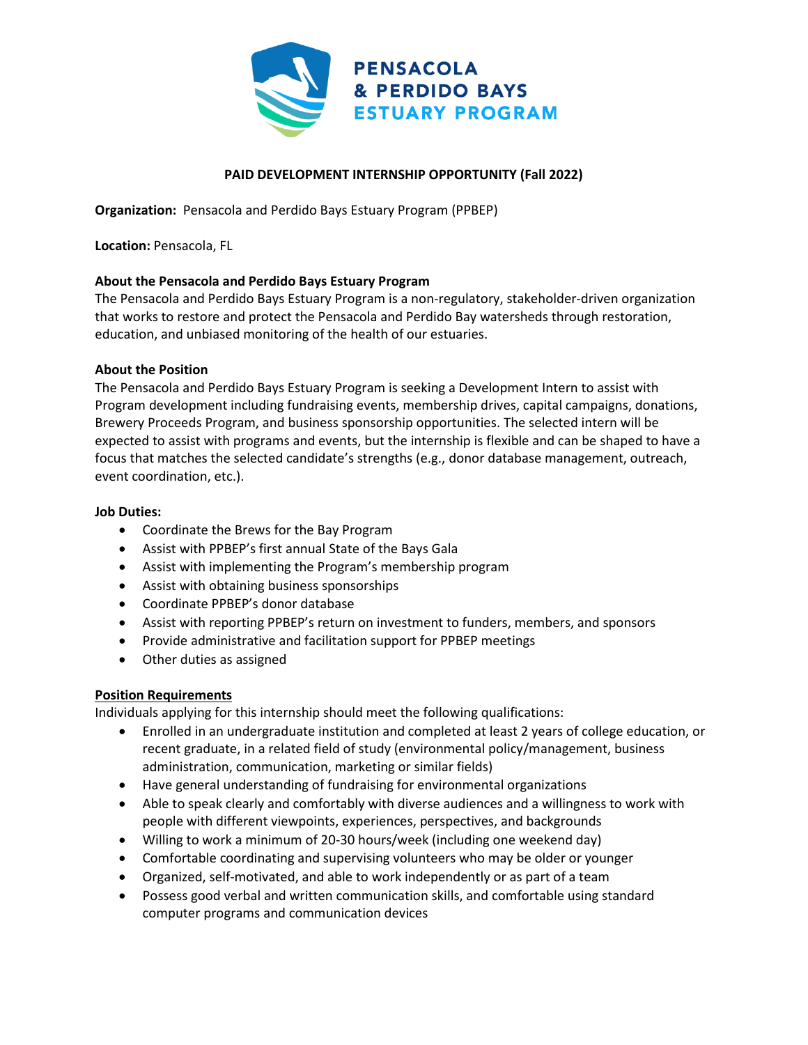# PENSACOLA & PERDIDO BAYS ESTUARY PROGRAM

## PAID DEVELOPMENT INTERNSHIP OPPORTUNITY (Fall 2022)

**Organization:** Pensacola and Perdido Bays Estuary Program (PPBEP)

**Location:** Pensacola, FL

**About the Pensacola and Perdido Bays Estuary Program**

The Pensacola and Perdido Bays Estuary Program is a non-regulatory, stakeholder-driven organization that works to restore and protect the Pensacola and Perdido Bay watersheds through restoration, education, and unbiased monitoring of the health of our estuaries.

**About the Position**

The Pensacola and Perdido Bays Estuary Program is seeking a Development Intern to assist with Program development including fundraising events, membership drives, capital campaigns, donations, Brewery Proceeds Program, and business sponsorship opportunities. The selected intern will be expected to assist with programs and events, but the internship is flexible and can be shaped to have a focus that matches the selected candidate's strengths (e.g., donor database management, outreach, event coordination, etc.).

**Job Duties:**

- Coordinate the Brews for the Bay Program
- Assist with PPBEP's first annual State of the Bays Gala
- Assist with implementing the Program's membership program
- Assist with obtaining business sponsorships
- Coordinate PPBEP's donor database
- Assist with reporting PPBEP's return on investment to funders, members, and sponsors
- Provide administrative and facilitation support for PPBEP meetings
- Other duties as assigned

**Position Requirements**

Individuals applying for this internship should meet the following qualifications:

- Enrolled in an undergraduate institution and completed at least 2 years of college education, or recent graduate, in a related field of study (environmental policy/management, business administration, communication, marketing or similar fields)
- Have general understanding of fundraising for environmental organizations
- Able to speak clearly and comfortably with diverse audiences and a willingness to work with people with different viewpoints, experiences, perspectives, and backgrounds
- Willing to work a minimum of 20-30 hours/week (including one weekend day)
- Comfortable coordinating and supervising volunteers who may be older or younger
- Organized, self-motivated, and able to work independently or as part of a team
- Possess good verbal and written communication skills, and comfortable using standard computer programs and communication devices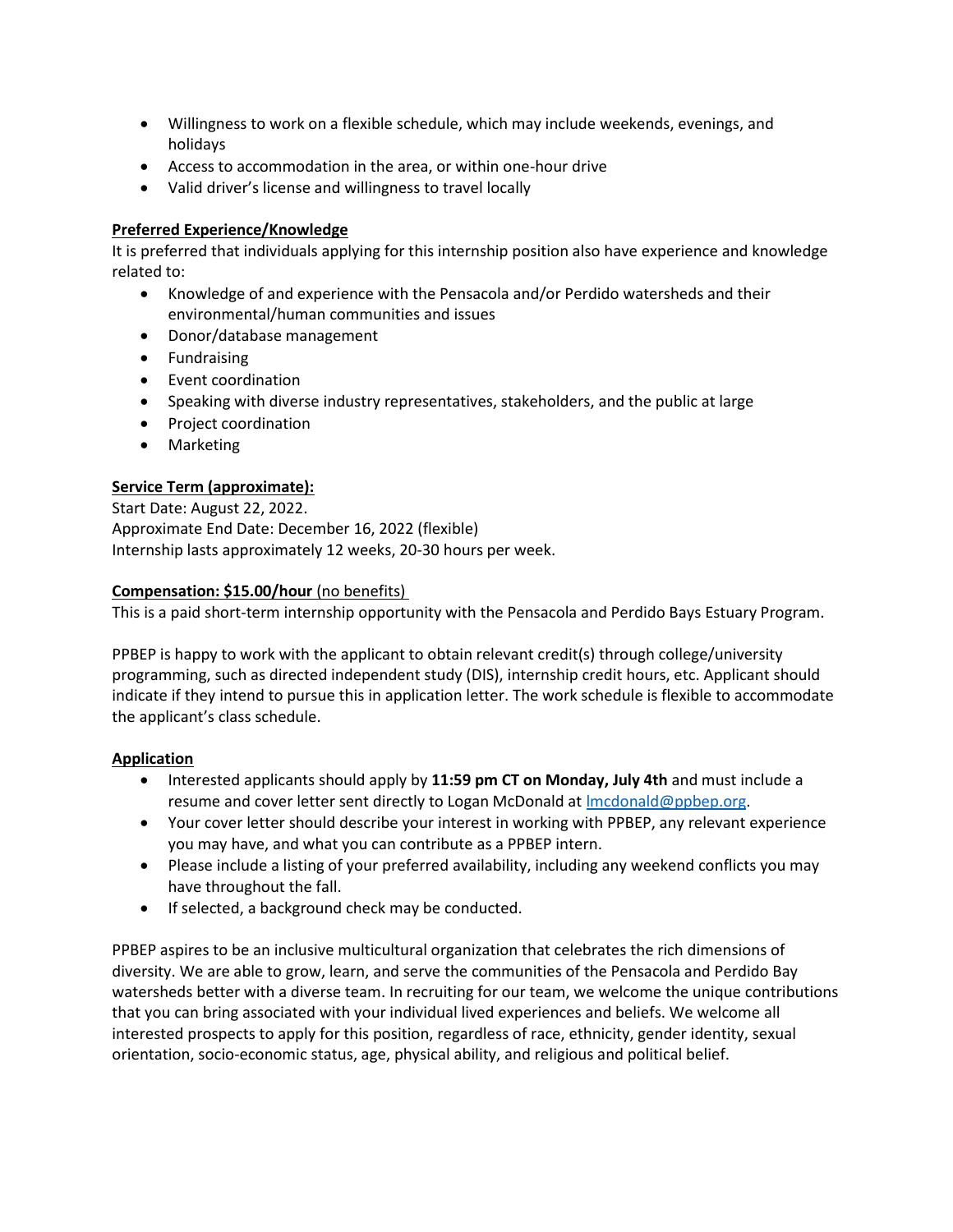- Willingness to work on a flexible schedule, which may include weekends, evenings, and holidays
- Access to accommodation in the area, or within one-hour drive
- Valid driver's license and willingness to travel locally

**Preferred Experience/Knowledge**

It is preferred that individuals applying for this internship position also have experience and knowledge related to:

- Knowledge of and experience with the Pensacola and/or Perdido watersheds and their environmental/human communities and issues
- Donor/database management
- Fundraising
- Event coordination
- Speaking with diverse industry representatives, stakeholders, and the public at large
- Project coordination
- Marketing

**Service Term (approximate):**

Start Date: August 22, 2022.
Approximate End Date: December 16, 2022 (flexible)
Internship lasts approximately 12 weeks, 20-30 hours per week.

**Compensation: $15.00/hour** (no benefits)

This is a paid short-term internship opportunity with the Pensacola and Perdido Bays Estuary Program.

PPBEP is happy to work with the applicant to obtain relevant credit(s) through college/university programming, such as directed independent study (DIS), internship credit hours, etc. Applicant should indicate if they intend to pursue this in application letter. The work schedule is flexible to accommodate the applicant's class schedule.

**Application**

- Interested applicants should apply by **11:59 pm CT on Monday, July 4th** and must include a resume and cover letter sent directly to Logan McDonald at lmcdonald@ppbep.org.
- Your cover letter should describe your interest in working with PPBEP, any relevant experience you may have, and what you can contribute as a PPBEP intern.
- Please include a listing of your preferred availability, including any weekend conflicts you may have throughout the fall.
- If selected, a background check may be conducted.

PPBEP aspires to be an inclusive multicultural organization that celebrates the rich dimensions of diversity. We are able to grow, learn, and serve the communities of the Pensacola and Perdido Bay watersheds better with a diverse team. In recruiting for our team, we welcome the unique contributions that you can bring associated with your individual lived experiences and beliefs. We welcome all interested prospects to apply for this position, regardless of race, ethnicity, gender identity, sexual orientation, socio-economic status, age, physical ability, and religious and political belief.